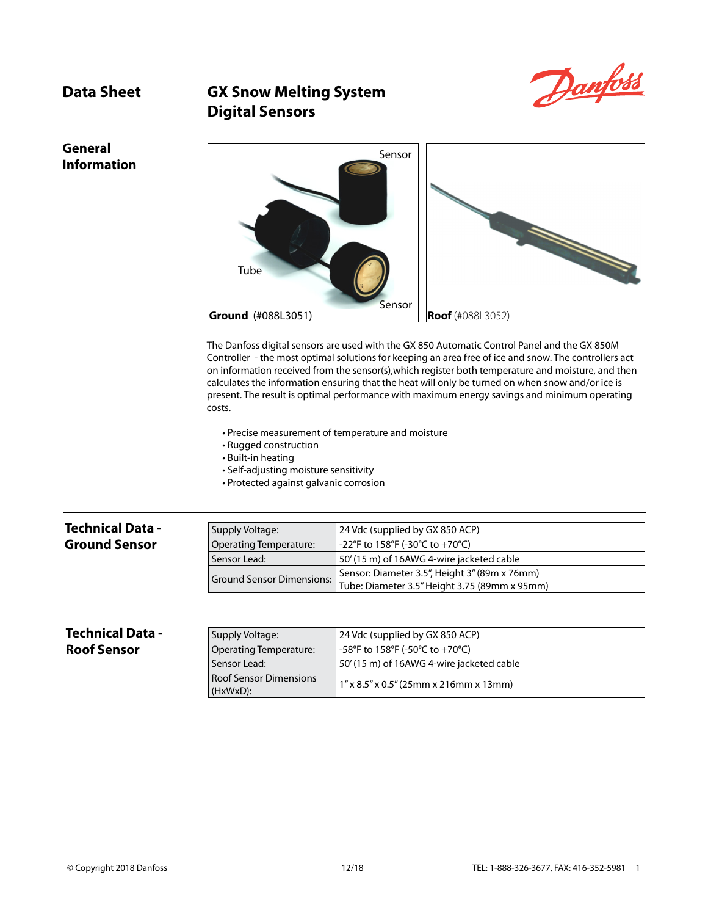# Data Sheet

# GX Snow Melting System Digital Sensors

## General Information

Sensor

Tube

Sensor

**Ground** (#088L3051)

**Roof** (#088L3052)

The Danfoss digital sensors are used with the GX 850 Automatic Control Panel and the GX 850M Controller - the most optimal solutions for keeping an area free of ice and snow. The controllers act on information received from the sensor(s),which register both temperature and moisture, and then calculates the information ensuring that the heat will only be turned on when snow and/or ice is present. The result is optimal performance with maximum energy savings and minimum operating costs.

- Precise measurement of temperature and moisture
- Rugged construction
- Built-in heating
- Self-adjusting moisture sensitivity
- Protected against galvanic corrosion

## Technical Data - Ground Sensor

| | |
|---|---|
| Supply Voltage: | 24 Vdc (supplied by GX 850 ACP) |
| Operating Temperature: | -22°F to 158°F (-30°C to +70°C) |
| Sensor Lead: | 50' (15 m) of 16AWG 4-wire jacketed cable |
| Ground Sensor Dimensions: | Sensor: Diameter 3.5", Height 3" (89m x 76mm)<br>Tube: Diameter 3.5" Height 3.75 (89mm x 95mm) |

## Technical Data - Roof Sensor

| | |
|---|---|
| Supply Voltage: | 24 Vdc (supplied by GX 850 ACP) |
| Operating Temperature: | -58°F to 158°F (-50°C to +70°C) |
| Sensor Lead: | 50' (15 m) of 16AWG 4-wire jacketed cable |
| Roof Sensor Dimensions (HxWxD): | 1" x 8.5" x 0.5" (25mm x 216mm x 13mm) |

© Copyright 2018 Danfoss 12/18 TEL: 1-888-326-3677, FAX: 416-352-5981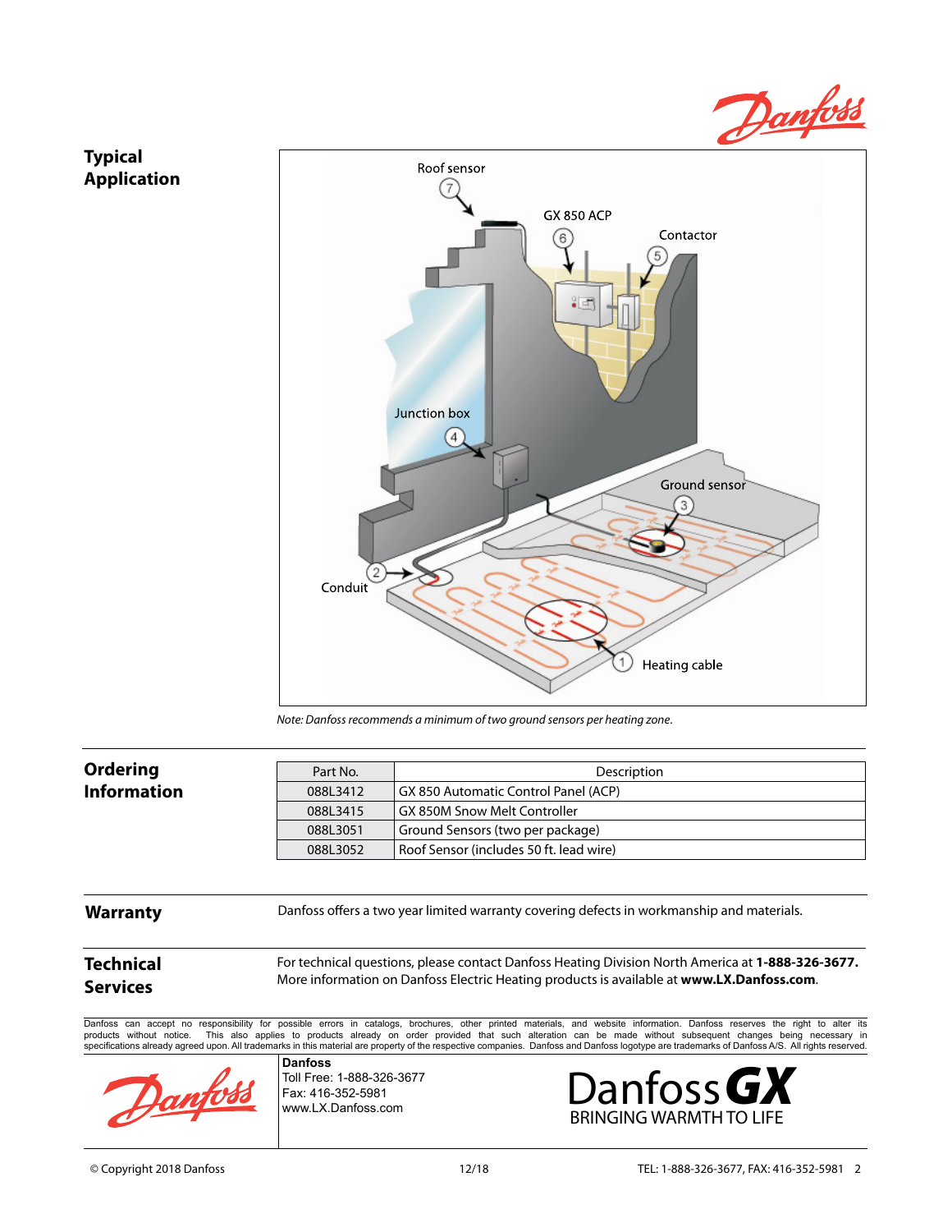## Typical Application

Roof sensor
7
GX 850 ACP
6
Contactor
5
Junction box
4
Ground sensor
3
2
Conduit
1
Heating cable

*Note: Danfoss recommends a minimum of two ground sensors per heating zone.*

## Ordering Information

| Part No. | Description |
|---|---|
| 088L3412 | GX 850 Automatic Control Panel (ACP) |
| 088L3415 | GX 850M Snow Melt Controller |
| 088L3051 | Ground Sensors (two per package) |
| 088L3052 | Roof Sensor (includes 50 ft. lead wire) |

## Warranty

Danfoss offers a two year limited warranty covering defects in workmanship and materials.

## Technical Services

For technical questions, please contact Danfoss Heating Division North America at **1-888-326-3677.** More information on Danfoss Electric Heating products is available at **www.LX.Danfoss.com**.

Danfoss can accept no responsibility for possible errors in catalogs, brochures, other printed materials, and website information. Danfoss reserves the right to alter its products without notice. This also applies to products already on order provided that such alteration can be made without subsequent changes being necessary in specifications already agreed upon. All trademarks in this material are property of the respective companies. Danfoss and Danfoss logotype are trademarks of Danfoss A/S. All rights reserved.

**Danfoss**
Toll Free: 1-888-326-3677
Fax: 416-352-5981
www.LX.Danfoss.com

Danfoss **GX**
BRINGING WARMTH TO LIFE

© Copyright 2018 Danfoss

12/18